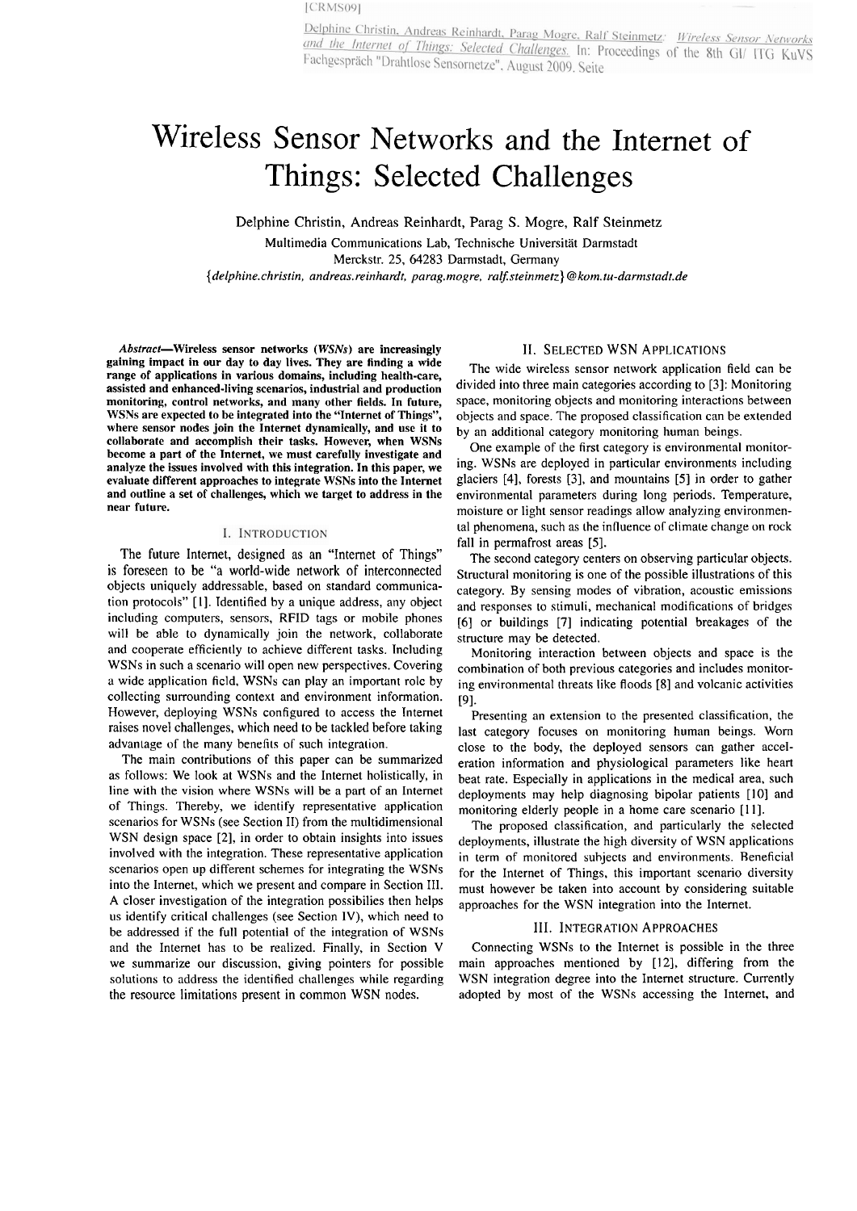[CRMS09]

Delphine Christin, Andreas Reinhardt, Parag Mogre, Ralf Steinmetz: *Wireless Sensor Networks and the Internet of Things: Selected Challenges.* In: Proceedings of the 8th GI/ ITG KuVS Fachgespräch "Drahtlose Sensornetze", August 2009. Seite

# Wireless Sensor Networks and the Internet of Things: Selected Challenges

Delphine Christin, Andreas Reinhardt, Parag S. Mogre, Ralf Steinmetz

Multimedia Communications Lab, Technische Universität Darmstadt
Merckstr. 25, 64283 Darmstadt, Germany
*{delphine.christin, andreas.reinhardt, parag.mogre, ralf.steinmetz}@kom.tu-darmstadt.de*

***Abstract*—Wireless sensor networks (*WSNs*) are increasingly gaining impact in our day to day lives. They are finding a wide range of applications in various domains, including health-care, assisted and enhanced-living scenarios, industrial and production monitoring, control networks, and many other fields. In future, WSNs are expected to be integrated into the "Internet of Things", where sensor nodes join the Internet dynamically, and use it to collaborate and accomplish their tasks. However, when WSNs become a part of the Internet, we must carefully investigate and analyze the issues involved with this integration. In this paper, we evaluate different approaches to integrate WSNs into the Internet and outline a set of challenges, which we target to address in the near future.**

## I. Introduction

The future Internet, designed as an "Internet of Things" is foreseen to be "a world-wide network of interconnected objects uniquely addressable, based on standard communication protocols" [1]. Identified by a unique address, any object including computers, sensors, RFID tags or mobile phones will be able to dynamically join the network, collaborate and cooperate efficiently to achieve different tasks. Including WSNs in such a scenario will open new perspectives. Covering a wide application field, WSNs can play an important role by collecting surrounding context and environment information. However, deploying WSNs configured to access the Internet raises novel challenges, which need to be tackled before taking advantage of the many benefits of such integration.

The main contributions of this paper can be summarized as follows: We look at WSNs and the Internet holistically, in line with the vision where WSNs will be a part of an Internet of Things. Thereby, we identify representative application scenarios for WSNs (see Section II) from the multidimensional WSN design space [2], in order to obtain insights into issues involved with the integration. These representative application scenarios open up different schemes for integrating the WSNs into the Internet, which we present and compare in Section III. A closer investigation of the integration possibilities then helps us identify critical challenges (see Section IV), which need to be addressed if the full potential of the integration of WSNs and the Internet has to be realized. Finally, in Section V we summarize our discussion, giving pointers for possible solutions to address the identified challenges while regarding the resource limitations present in common WSN nodes.

## II. Selected WSN Applications

The wide wireless sensor network application field can be divided into three main categories according to [3]: Monitoring space, monitoring objects and monitoring interactions between objects and space. The proposed classification can be extended by an additional category monitoring human beings.

One example of the first category is environmental monitoring. WSNs are deployed in particular environments including glaciers [4], forests [3], and mountains [5] in order to gather environmental parameters during long periods. Temperature, moisture or light sensor readings allow analyzing environmental phenomena, such as the influence of climate change on rock fall in permafrost areas [5].

The second category centers on observing particular objects. Structural monitoring is one of the possible illustrations of this category. By sensing modes of vibration, acoustic emissions and responses to stimuli, mechanical modifications of bridges [6] or buildings [7] indicating potential breakages of the structure may be detected.

Monitoring interaction between objects and space is the combination of both previous categories and includes monitoring environmental threats like floods [8] and volcanic activities [9].

Presenting an extension to the presented classification, the last category focuses on monitoring human beings. Worn close to the body, the deployed sensors can gather acceleration information and physiological parameters like heart beat rate. Especially in applications in the medical area, such deployments may help diagnosing bipolar patients [10] and monitoring elderly people in a home care scenario [11].

The proposed classification, and particularly the selected deployments, illustrate the high diversity of WSN applications in term of monitored subjects and environments. Beneficial for the Internet of Things, this important scenario diversity must however be taken into account by considering suitable approaches for the WSN integration into the Internet.

## III. Integration Approaches

Connecting WSNs to the Internet is possible in the three main approaches mentioned by [12], differing from the WSN integration degree into the Internet structure. Currently adopted by most of the WSNs accessing the Internet, and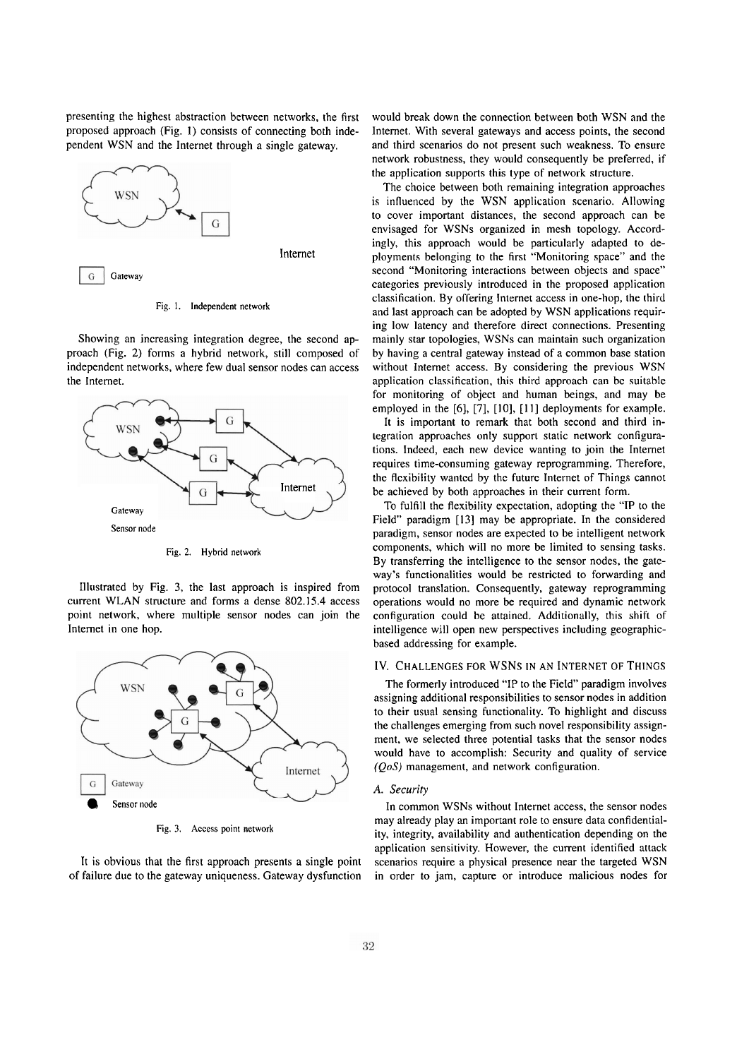presenting the highest abstraction between networks, the first proposed approach (Fig. 1) consists of connecting both independent WSN and the Internet through a single gateway.

Fig. 1. Independent network

Showing an increasing integration degree, the second approach (Fig. 2) forms a hybrid network, still composed of independent networks, where few dual sensor nodes can access the Internet.

Fig. 2. Hybrid network

Illustrated by Fig. 3, the last approach is inspired from current WLAN structure and forms a dense 802.15.4 access point network, where multiple sensor nodes can join the Internet in one hop.

Fig. 3. Access point network

It is obvious that the first approach presents a single point of failure due to the gateway uniqueness. Gateway dysfunction would break down the connection between both WSN and the Internet. With several gateways and access points, the second and third scenarios do not present such weakness. To ensure network robustness, they would consequently be preferred, if the application supports this type of network structure.

The choice between both remaining integration approaches is influenced by the WSN application scenario. Allowing to cover important distances, the second approach can be envisaged for WSNs organized in mesh topology. Accordingly, this approach would be particularly adapted to deployments belonging to the first "Monitoring space" and the second "Monitoring interactions between objects and space" categories previously introduced in the proposed application classification. By offering Internet access in one-hop, the third and last approach can be adopted by WSN applications requiring low latency and therefore direct connections. Presenting mainly star topologies, WSNs can maintain such organization by having a central gateway instead of a common base station without Internet access. By considering the previous WSN application classification, this third approach can be suitable for monitoring of object and human beings, and may be employed in the [6], [7], [10], [11] deployments for example.

It is important to remark that both second and third integration approaches only support static network configurations. Indeed, each new device wanting to join the Internet requires time-consuming gateway reprogramming. Therefore, the flexibility wanted by the future Internet of Things cannot be achieved by both approaches in their current form.

To fulfill the flexibility expectation, adopting the "IP to the Field" paradigm [13] may be appropriate. In the considered paradigm, sensor nodes are expected to be intelligent network components, which will no more be limited to sensing tasks. By transferring the intelligence to the sensor nodes, the gateway's functionalities would be restricted to forwarding and protocol translation. Consequently, gateway reprogramming operations would no more be required and dynamic network configuration could be attained. Additionally, this shift of intelligence will open new perspectives including geographic-based addressing for example.

## IV. Challenges for WSNs in an Internet of Things

The formerly introduced "IP to the Field" paradigm involves assigning additional responsibilities to sensor nodes in addition to their usual sensing functionality. To highlight and discuss the challenges emerging from such novel responsibility assignment, we selected three potential tasks that the sensor nodes would have to accomplish: Security and quality of service *(QoS)* management, and network configuration.

### *A. Security*

In common WSNs without Internet access, the sensor nodes may already play an important role to ensure data confidentiality, integrity, availability and authentication depending on the application sensitivity. However, the current identified attack scenarios require a physical presence near the targeted WSN in order to jam, capture or introduce malicious nodes for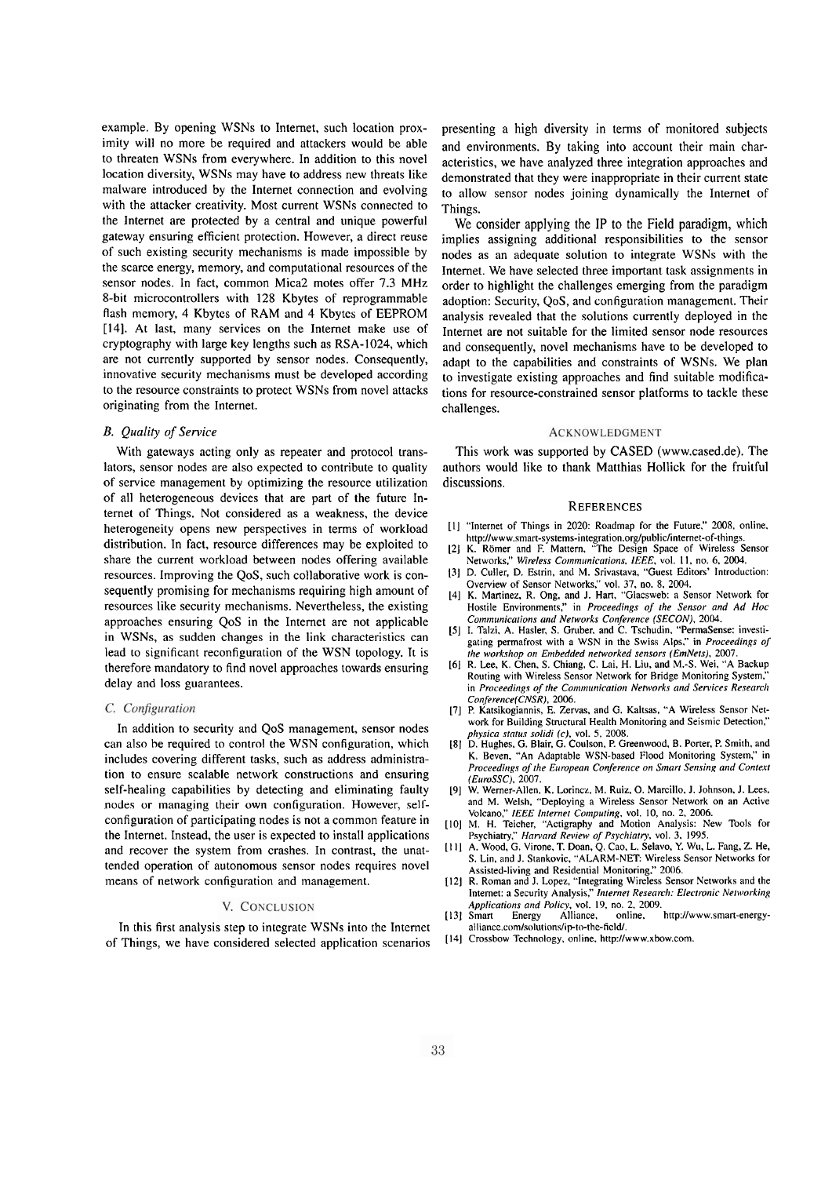example. By opening WSNs to Internet, such location proximity will no more be required and attackers would be able to threaten WSNs from everywhere. In addition to this novel location diversity, WSNs may have to address new threats like malware introduced by the Internet connection and evolving with the attacker creativity. Most current WSNs connected to the Internet are protected by a central and unique powerful gateway ensuring efficient protection. However, a direct reuse of such existing security mechanisms is made impossible by the scarce energy, memory, and computational resources of the sensor nodes. In fact, common Mica2 motes offer 7.3 MHz 8-bit microcontrollers with 128 Kbytes of reprogrammable flash memory, 4 Kbytes of RAM and 4 Kbytes of EEPROM [14]. At last, many services on the Internet make use of cryptography with large key lengths such as RSA-1024, which are not currently supported by sensor nodes. Consequently, innovative security mechanisms must be developed according to the resource constraints to protect WSNs from novel attacks originating from the Internet.

### B. Quality of Service

With gateways acting only as repeater and protocol translators, sensor nodes are also expected to contribute to quality of service management by optimizing the resource utilization of all heterogeneous devices that are part of the future Internet of Things. Not considered as a weakness, the device heterogeneity opens new perspectives in terms of workload distribution. In fact, resource differences may be exploited to share the current workload between nodes offering available resources. Improving the QoS, such collaborative work is consequently promising for mechanisms requiring high amount of resources like security mechanisms. Nevertheless, the existing approaches ensuring QoS in the Internet are not applicable in WSNs, as sudden changes in the link characteristics can lead to significant reconfiguration of the WSN topology. It is therefore mandatory to find novel approaches towards ensuring delay and loss guarantees.

### C. Configuration

In addition to security and QoS management, sensor nodes can also be required to control the WSN configuration, which includes covering different tasks, such as address administration to ensure scalable network constructions and ensuring self-healing capabilities by detecting and eliminating faulty nodes or managing their own configuration. However, self-configuration of participating nodes is not a common feature in the Internet. Instead, the user is expected to install applications and recover the system from crashes. In contrast, the unattended operation of autonomous sensor nodes requires novel means of network configuration and management.

## V. Conclusion

In this first analysis step to integrate WSNs into the Internet of Things, we have considered selected application scenarios presenting a high diversity in terms of monitored subjects and environments. By taking into account their main characteristics, we have analyzed three integration approaches and demonstrated that they were inappropriate in their current state to allow sensor nodes joining dynamically the Internet of Things.

We consider applying the IP to the Field paradigm, which implies assigning additional responsibilities to the sensor nodes as an adequate solution to integrate WSNs with the Internet. We have selected three important task assignments in order to highlight the challenges emerging from the paradigm adoption: Security, QoS, and configuration management. Their analysis revealed that the solutions currently deployed in the Internet are not suitable for the limited sensor node resources and consequently, novel mechanisms have to be developed to adapt to the capabilities and constraints of WSNs. We plan to investigate existing approaches and find suitable modifications for resource-constrained sensor platforms to tackle these challenges.

## Acknowledgment

This work was supported by CASED (www.cased.de). The authors would like to thank Matthias Hollick for the fruitful discussions.

## References

[1] "Internet of Things in 2020: Roadmap for the Future," 2008, online, http://www.smart-systems-integration.org/public/internet-of-things.

[2] K. Römer and F. Mattern, "The Design Space of Wireless Sensor Networks," *Wireless Communications, IEEE*, vol. 11, no. 6, 2004.

[3] D. Culler, D. Estrin, and M. Srivastava, "Guest Editors' Introduction: Overview of Sensor Networks," vol. 37, no. 8, 2004.

[4] K. Martinez, R. Ong, and J. Hart, "Glacsweb: a Sensor Network for Hostile Environments," in *Proceedings of the Sensor and Ad Hoc Communications and Networks Conference (SECON)*, 2004.

[5] I. Talzi, A. Hasler, S. Gruber, and C. Tschudin, "PermaSense: investigating permafrost with a WSN in the Swiss Alps," in *Proceedings of the workshop on Embedded networked sensors (EmNets)*, 2007.

[6] R. Lee, K. Chen, S. Chiang, C. Lai, H. Liu, and M.-S. Wei, "A Backup Routing with Wireless Sensor Network for Bridge Monitoring System," in *Proceedings of the Communication Networks and Services Research Conference(CNSR)*, 2006.

[7] P. Katsikogiannis, E. Zervas, and G. Kaltsas, "A Wireless Sensor Network for Building Structural Health Monitoring and Seismic Detection," *physica status solidi (c)*, vol. 5, 2008.

[8] D. Hughes, G. Blair, G. Coulson, P. Greenwood, B. Porter, P. Smith, and K. Beven, "An Adaptable WSN-based Flood Monitoring System," in *Proceedings of the European Conference on Smart Sensing and Context (EuroSSC)*, 2007.

[9] W. Werner-Allen, K. Lorincz, M. Ruiz, O. Marcillo, J. Johnson, J. Lees, and M. Welsh, "Deploying a Wireless Sensor Network on an Active Volcano," *IEEE Internet Computing*, vol. 10, no. 2, 2006.

[10] M. H. Teicher, "Actigraphy and Motion Analysis: New Tools for Psychiatry," *Harvard Review of Psychiatry*, vol. 3, 1995.

[11] A. Wood, G. Virone, T. Doan, Q. Cao, L. Selavo, Y. Wu, L. Fang, Z. He, S. Lin, and J. Stankovic, "ALARM-NET: Wireless Sensor Networks for Assisted-living and Residential Monitoring," 2006.

[12] R. Roman and J. Lopez, "Integrating Wireless Sensor Networks and the Internet: a Security Analysis," *Internet Research: Electronic Networking Applications and Policy*, vol. 19, no. 2, 2009.

[13] Smart Energy Alliance, online, http://www.smart-energy-alliance.com/solutions/ip-to-the-field/.

[14] Crossbow Technology, online, http://www.xbow.com.